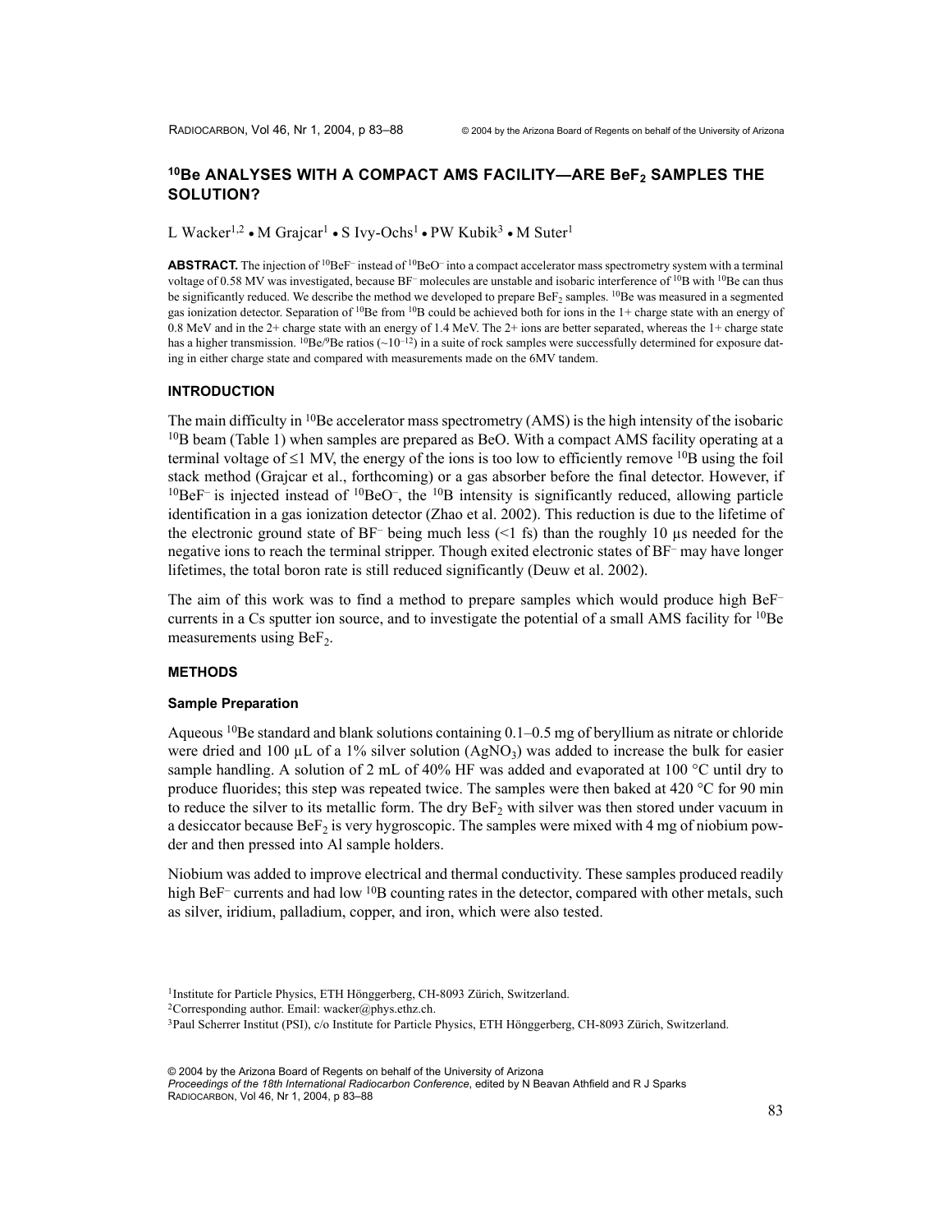# $^{10}Be$ ANALYSES WITH A COMPACT AMS FACILITY—ARE $BeF_2$ SAMPLES THE SOLUTION?

L Wacker[1,2] • M Grajcar[1] • S Ivy-Ochs[1] • PW Kubik[3] • M Suter[1]

**ABSTRACT.** The injection of $^{10}BeF^-$ instead of $^{10}BeO^-$ into a compact accelerator mass spectrometry system with a terminal voltage of 0.58 MV was investigated, because $BF^-$ molecules are unstable and isobaric interference of $^{10}B$ with $^{10}Be$ can thus be significantly reduced. We describe the method we developed to prepare $BeF_2$ samples. $^{10}Be$ was measured in a segmented gas ionization detector. Separation of $^{10}Be$ from $^{10}B$ could be achieved both for ions in the 1+ charge state with an energy of 0.8 MeV and in the 2+ charge state with an energy of 1.4 MeV. The 2+ ions are better separated, whereas the 1+ charge state has a higher transmission. $^{10}Be/^{9}Be$ ratios ($\sim 10^{-12}$) in a suite of rock samples were successfully determined for exposure dating in either charge state and compared with measurements made on the 6MV tandem.

## INTRODUCTION

The main difficulty in $^{10}Be$ accelerator mass spectrometry (AMS) is the high intensity of the isobaric $^{10}B$ beam (Table 1) when samples are prepared as BeO. With a compact AMS facility operating at a terminal voltage of $\leq$1 MV, the energy of the ions is too low to efficiently remove $^{10}B$ using the foil stack method (Grajcar et al., forthcoming) or a gas absorber before the final detector. However, if $^{10}BeF^-$ is injected instead of $^{10}BeO^-$, the $^{10}B$ intensity is significantly reduced, allowing particle identification in a gas ionization detector (Zhao et al. 2002). This reduction is due to the lifetime of the electronic ground state of $BF^-$ being much less (<1 fs) than the roughly 10 µs needed for the negative ions to reach the terminal stripper. Though exited electronic states of $BF^-$ may have longer lifetimes, the total boron rate is still reduced significantly (Deuw et al. 2002).

The aim of this work was to find a method to prepare samples which would produce high $BeF^-$ currents in a Cs sputter ion source, and to investigate the potential of a small AMS facility for $^{10}Be$ measurements using $BeF_2$.

## METHODS

### Sample Preparation

Aqueous $^{10}Be$ standard and blank solutions containing 0.1–0.5 mg of beryllium as nitrate or chloride were dried and 100 µL of a 1% silver solution ($AgNO_3$) was added to increase the bulk for easier sample handling. A solution of 2 mL of 40% HF was added and evaporated at 100 °C until dry to produce fluorides; this step was repeated twice. The samples were then baked at 420 °C for 90 min to reduce the silver to its metallic form. The dry $BeF_2$ with silver was then stored under vacuum in a desiccator because $BeF_2$ is very hygroscopic. The samples were mixed with 4 mg of niobium powder and then pressed into Al sample holders.

Niobium was added to improve electrical and thermal conductivity. These samples produced readily high $BeF^-$ currents and had low $^{10}B$ counting rates in the detector, compared with other metals, such as silver, iridium, palladium, copper, and iron, which were also tested.

[1]Institute for Particle Physics, ETH Hönggerberg, CH-8093 Zürich, Switzerland.

[2]Corresponding author. Email: wacker@phys.ethz.ch.

[3]Paul Scherrer Institut (PSI), c/o Institute for Particle Physics, ETH Hönggerberg, CH-8093 Zürich, Switzerland.

© 2004 by the Arizona Board of Regents on behalf of the University of Arizona
*Proceedings of the 18th International Radiocarbon Conference*, edited by N Beavan Athfield and R J Sparks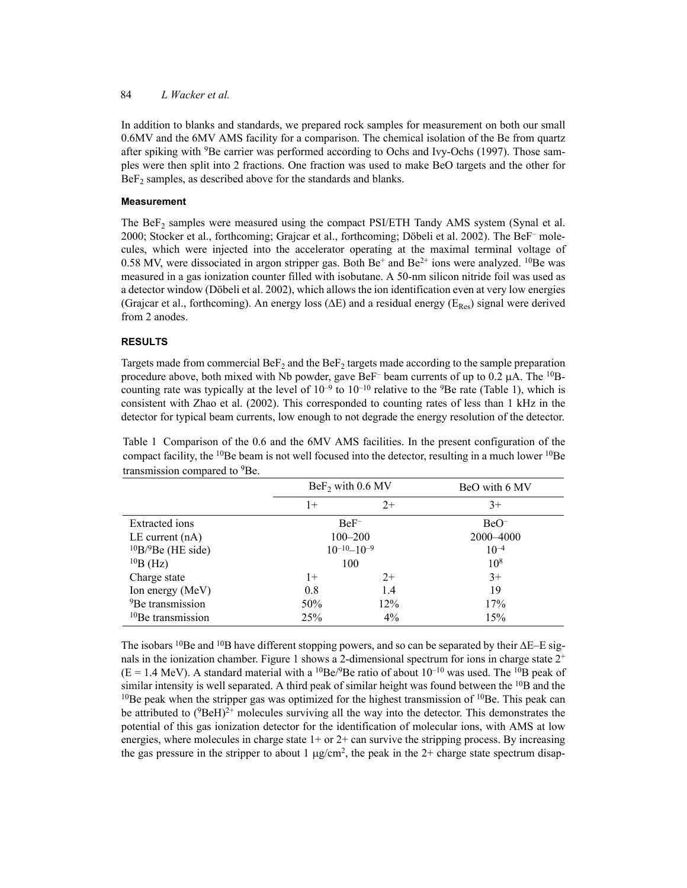In addition to blanks and standards, we prepared rock samples for measurement on both our small 0.6MV and the 6MV AMS facility for a comparison. The chemical isolation of the Be from quartz after spiking with $^{9}Be$ carrier was performed according to Ochs and Ivy-Ochs (1997). Those samples were then split into 2 fractions. One fraction was used to make BeO targets and the other for $BeF_2$ samples, as described above for the standards and blanks.

#### Measurement

The $BeF_2$ samples were measured using the compact PSI/ETH Tandy AMS system (Synal et al. 2000; Stocker et al., forthcoming; Grajcar et al., forthcoming; Döbeli et al. 2002). The $BeF^-$ molecules, which were injected into the accelerator operating at the maximal terminal voltage of 0.58 MV, were dissociated in argon stripper gas. Both $Be^+$ and $Be^{2+}$ ions were analyzed. $^{10}Be$ was measured in a gas ionization counter filled with isobutane. A 50-nm silicon nitride foil was used as a detector window (Döbeli et al. 2002), which allows the ion identification even at very low energies (Grajcar et al., forthcoming). An energy loss ($\Delta E$) and a residual energy ($E_{Res}$) signal were derived from 2 anodes.

### RESULTS

Targets made from commercial $BeF_2$ and the $BeF_2$ targets made according to the sample preparation procedure above, both mixed with Nb powder, gave $BeF^-$ beam currents of up to 0.2 μA. The $^{10}B$-counting rate was typically at the level of $10^{-9}$ to $10^{-10}$ relative to the $^{9}Be$ rate (Table 1), which is consistent with Zhao et al. (2002). This corresponded to counting rates of less than 1 kHz in the detector for typical beam currents, low enough to not degrade the energy resolution of the detector.

Table 1 Comparison of the 0.6 and the 6MV AMS facilities. In the present configuration of the compact facility, the $^{10}Be$ beam is not well focused into the detector, resulting in a much lower $^{10}Be$ transmission compared to $^{9}Be$.

| | $BeF_2$ with 0.6 MV | | BeO with 6 MV |
|---|---|---|---|
| | 1+ | 2+ | 3+ |
| Extracted ions | $BeF^-$ | | $BeO^-$ |
| LE current (nA) | 100–200 | | 2000–4000 |
| $^{10}B/^{9}Be$ (HE side) | $10^{-10}$–$10^{-9}$ | | $10^{-4}$ |
| $^{10}B$ (Hz) | 100 | | $10^{8}$ |
| Charge state | 1+ | 2+ | 3+ |
| Ion energy (MeV) | 0.8 | 1.4 | 19 |
| $^{9}Be$ transmission | 50% | 12% | 17% |
| $^{10}Be$ transmission | 25% | 4% | 15% |

The isobars $^{10}Be$ and $^{10}B$ have different stopping powers, and so can be separated by their $\Delta E$–E signals in the ionization chamber. Figure 1 shows a 2-dimensional spectrum for ions in charge state $2^+$ (E = 1.4 MeV). A standard material with a $^{10}Be/^{9}Be$ ratio of about $10^{-10}$ was used. The $^{10}B$ peak of similar intensity is well separated. A third peak of similar height was found between the $^{10}B$ and the $^{10}Be$ peak when the stripper gas was optimized for the highest transmission of $^{10}Be$. This peak can be attributed to $(^{9}BeH)^{2+}$ molecules surviving all the way into the detector. This demonstrates the potential of this gas ionization detector for the identification of molecular ions, with AMS at low energies, where molecules in charge state 1+ or 2+ can survive the stripping process. By increasing the gas pressure in the stripper to about 1 μg/cm$^2$, the peak in the 2+ charge state spectrum disap-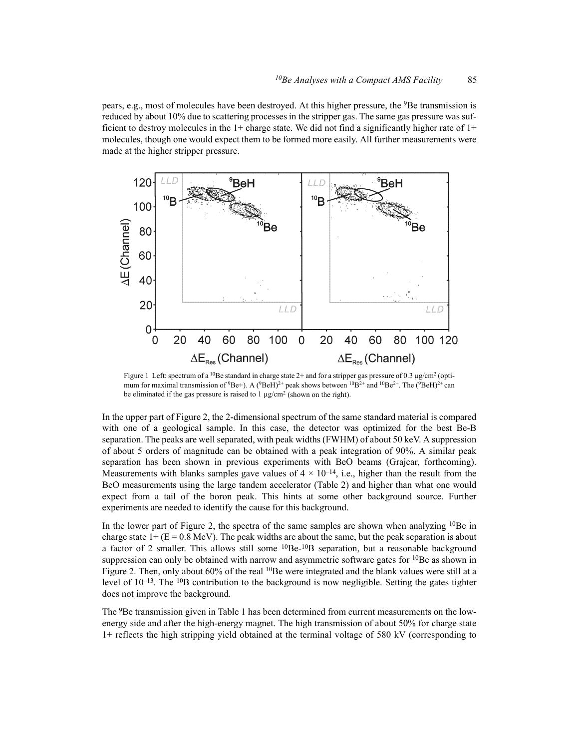pears, e.g., most of molecules have been destroyed. At this higher pressure, the $^9$Be transmission is reduced by about 10% due to scattering processes in the stripper gas. The same gas pressure was sufficient to destroy molecules in the 1+ charge state. We did not find a significantly higher rate of 1+ molecules, though one would expect them to be formed more easily. All further measurements were made at the higher stripper pressure.

Figure 1 Left: spectrum of a $^{10}$Be standard in charge state 2+ and for a stripper gas pressure of 0.3 μg/cm$^2$ (optimum for maximal transmission of $^9$Be+). A ($^9$BeH)$^{2+}$ peak shows between $^{10}B^{2+}$ and $^{10}Be^{2+}$. The ($^9$BeH)$^{2+}$ can be eliminated if the gas pressure is raised to 1 μg/cm$^2$ (shown on the right).

In the upper part of Figure 2, the 2-dimensional spectrum of the same standard material is compared with one of a geological sample. In this case, the detector was optimized for the best Be-B separation. The peaks are well separated, with peak widths (FWHM) of about 50 keV. A suppression of about 5 orders of magnitude can be obtained with a peak integration of 90%. A similar peak separation has been shown in previous experiments with BeO beams (Grajcar, forthcoming). Measurements with blanks samples gave values of $4 \times 10^{-14}$, i.e., higher than the result from the BeO measurements using the large tandem accelerator (Table 2) and higher than what one would expect from a tail of the boron peak. This hints at some other background source. Further experiments are needed to identify the cause for this background.

In the lower part of Figure 2, the spectra of the same samples are shown when analyzing $^{10}$Be in charge state 1+ (E = 0.8 MeV). The peak widths are about the same, but the peak separation is about a factor of 2 smaller. This allows still some $^{10}$Be-$^{10}$B separation, but a reasonable background suppression can only be obtained with narrow and asymmetric software gates for $^{10}$Be as shown in Figure 2. Then, only about 60% of the real $^{10}$Be were integrated and the blank values were still at a level of $10^{-13}$. The $^{10}$B contribution to the background is now negligible. Setting the gates tighter does not improve the background.

The $^9$Be transmission given in Table 1 has been determined from current measurements on the low-energy side and after the high-energy magnet. The high transmission of about 50% for charge state 1+ reflects the high stripping yield obtained at the terminal voltage of 580 kV (corresponding to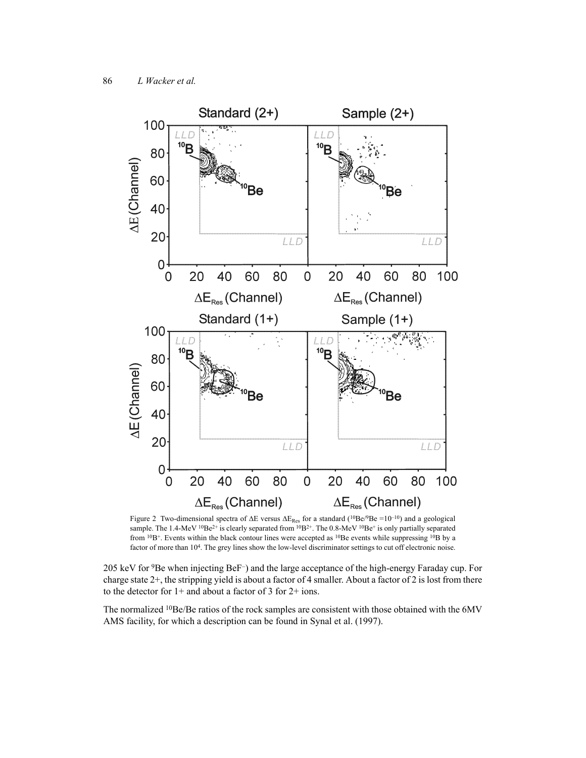Figure 2 Two-dimensional spectra of $\Delta E$ versus $\Delta E_{Res}$ for a standard ($^{10}Be/^{9}Be = 10^{-10}$) and a geological sample. The 1.4-MeV $^{10}Be^{2+}$ is clearly separated from $^{10}B^{2+}$. The 0.8-MeV $^{10}Be^{+}$ is only partially separated from $^{10}B^{+}$. Events within the black contour lines were accepted as $^{10}Be$ events while suppressing $^{10}B$ by a factor of more than $10^4$. The grey lines show the low-level discriminator settings to cut off electronic noise.

205 keV for $^{9}Be$ when injecting $BeF^{-}$) and the large acceptance of the high-energy Faraday cup. For charge state 2+, the stripping yield is about a factor of 4 smaller. About a factor of 2 is lost from there to the detector for 1+ and about a factor of 3 for 2+ ions.

The normalized $^{10}Be/Be$ ratios of the rock samples are consistent with those obtained with the 6MV AMS facility, for which a description can be found in Synal et al. (1997).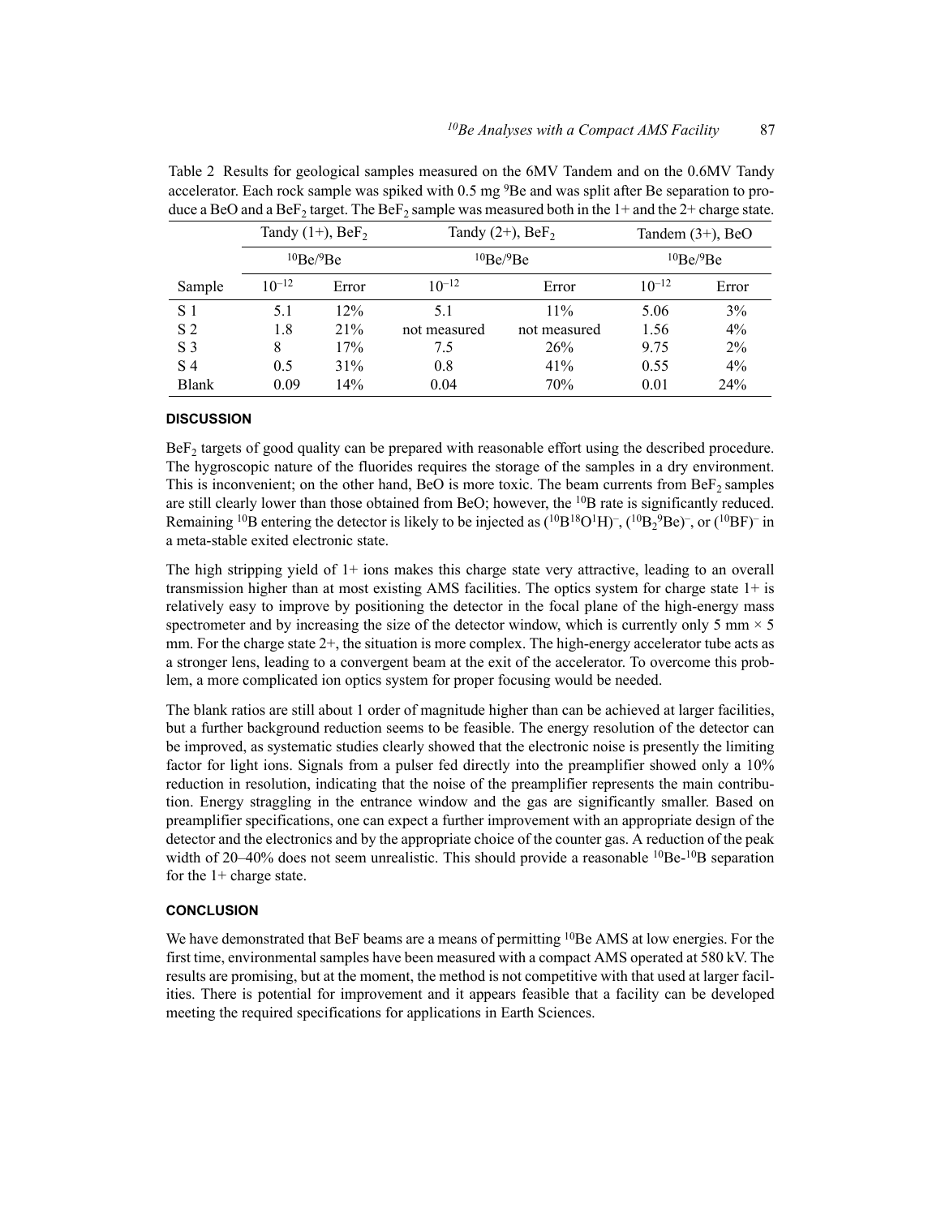Table 2 Results for geological samples measured on the 6MV Tandem and on the 0.6MV Tandy accelerator. Each rock sample was spiked with 0.5 mg $^{9}Be$ and was split after Be separation to produce a BeO and a $BeF_2$ target. The $BeF_2$ sample was measured both in the 1+ and the 2+ charge state.

| | Tandy (1+), $BeF_2$ | | Tandy (2+), $BeF_2$ | | Tandem (3+), BeO | |
|---|---|---|---|---|---|---|
| | $^{10}Be/^{9}Be$ | | $^{10}Be/^{9}Be$ | | $^{10}Be/^{9}Be$ | |
| Sample | $10^{-12}$ | Error | $10^{-12}$ | Error | $10^{-12}$ | Error |
| S 1 | 5.1 | 12% | 5.1 | 11% | 5.06 | 3% |
| S 2 | 1.8 | 21% | not measured | not measured | 1.56 | 4% |
| S 3 | 8 | 17% | 7.5 | 26% | 9.75 | 2% |
| S 4 | 0.5 | 31% | 0.8 | 41% | 0.55 | 4% |
| Blank | 0.09 | 14% | 0.04 | 70% | 0.01 | 24% |

## DISCUSSION

$BeF_2$ targets of good quality can be prepared with reasonable effort using the described procedure. The hygroscopic nature of the fluorides requires the storage of the samples in a dry environment. This is inconvenient; on the other hand, BeO is more toxic. The beam currents from $BeF_2$ samples are still clearly lower than those obtained from BeO; however, the $^{10}B$ rate is significantly reduced. Remaining $^{10}B$ entering the detector is likely to be injected as $(^{10}B^{18}O^{1}H)^-$, $(^{10}B_2{}^{9}Be)^-$, or $(^{10}BF)^-$ in a meta-stable exited electronic state.

The high stripping yield of 1+ ions makes this charge state very attractive, leading to an overall transmission higher than at most existing AMS facilities. The optics system for charge state 1+ is relatively easy to improve by positioning the detector in the focal plane of the high-energy mass spectrometer and by increasing the size of the detector window, which is currently only 5 mm × 5 mm. For the charge state 2+, the situation is more complex. The high-energy accelerator tube acts as a stronger lens, leading to a convergent beam at the exit of the accelerator. To overcome this problem, a more complicated ion optics system for proper focusing would be needed.

The blank ratios are still about 1 order of magnitude higher than can be achieved at larger facilities, but a further background reduction seems to be feasible. The energy resolution of the detector can be improved, as systematic studies clearly showed that the electronic noise is presently the limiting factor for light ions. Signals from a pulser fed directly into the preamplifier showed only a 10% reduction in resolution, indicating that the noise of the preamplifier represents the main contribution. Energy straggling in the entrance window and the gas are significantly smaller. Based on preamplifier specifications, one can expect a further improvement with an appropriate design of the detector and the electronics and by the appropriate choice of the counter gas. A reduction of the peak width of 20–40% does not seem unrealistic. This should provide a reasonable $^{10}Be$-$^{10}B$ separation for the 1+ charge state.

## CONCLUSION

We have demonstrated that BeF beams are a means of permitting $^{10}Be$ AMS at low energies. For the first time, environmental samples have been measured with a compact AMS operated at 580 kV. The results are promising, but at the moment, the method is not competitive with that used at larger facilities. There is potential for improvement and it appears feasible that a facility can be developed meeting the required specifications for applications in Earth Sciences.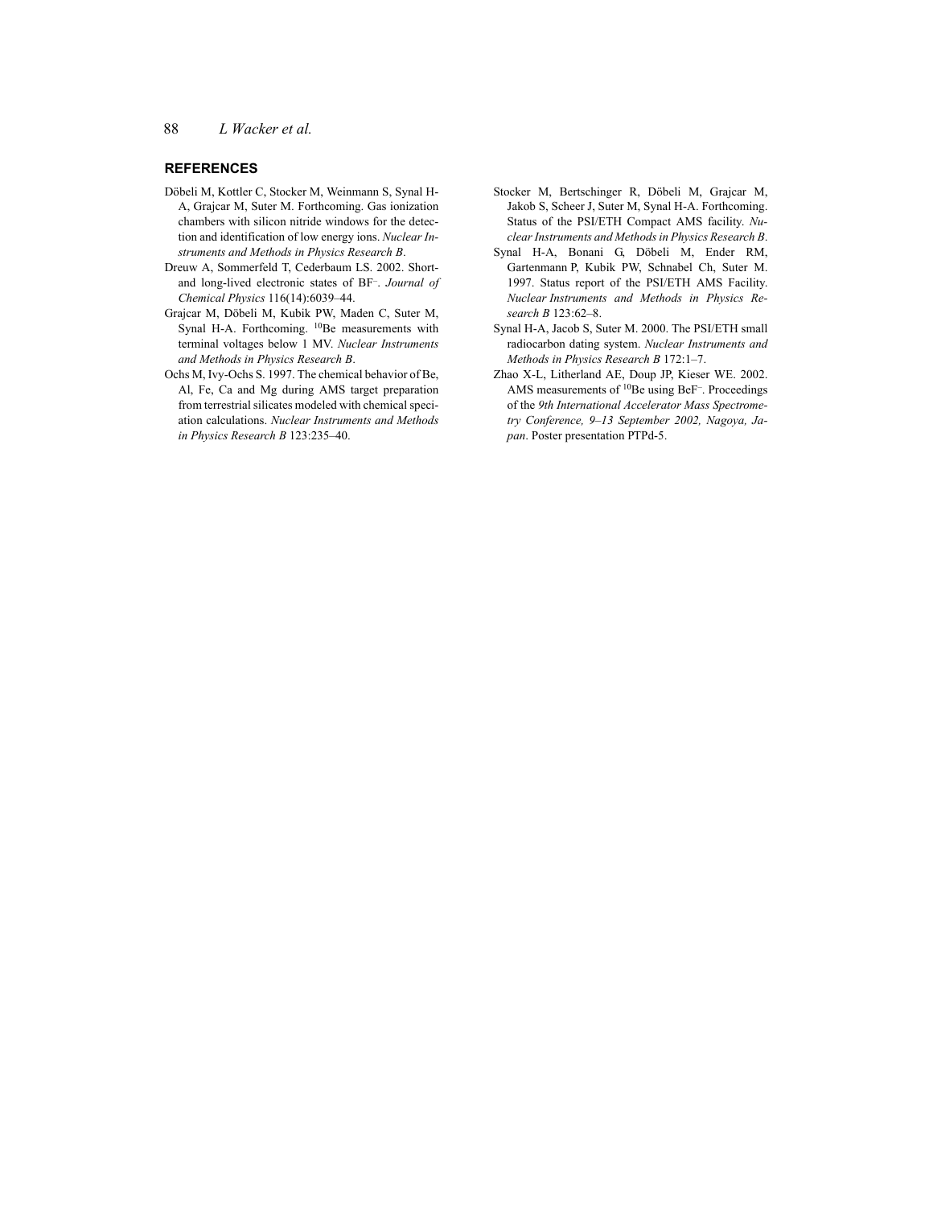## REFERENCES

Döbeli M, Kottler C, Stocker M, Weinmann S, Synal H-A, Grajcar M, Suter M. Forthcoming. Gas ionization chambers with silicon nitride windows for the detection and identification of low energy ions. *Nuclear Instruments and Methods in Physics Research B*.

Dreuw A, Sommerfeld T, Cederbaum LS. 2002. Short- and long-lived electronic states of $BF^-$. *Journal of Chemical Physics* 116(14):6039–44.

Grajcar M, Döbeli M, Kubik PW, Maden C, Suter M, Synal H-A. Forthcoming. $^{10}Be$ measurements with terminal voltages below 1 MV. *Nuclear Instruments and Methods in Physics Research B*.

Ochs M, Ivy-Ochs S. 1997. The chemical behavior of Be, Al, Fe, Ca and Mg during AMS target preparation from terrestrial silicates modeled with chemical speciation calculations. *Nuclear Instruments and Methods in Physics Research B* 123:235–40.

Stocker M, Bertschinger R, Döbeli M, Grajcar M, Jakob S, Scheer J, Suter M, Synal H-A. Forthcoming. Status of the PSI/ETH Compact AMS facility. *Nuclear Instruments and Methods in Physics Research B*.

Synal H-A, Bonani G, Döbeli M, Ender RM, Gartenmann P, Kubik PW, Schnabel Ch, Suter M. 1997. Status report of the PSI/ETH AMS Facility. *Nuclear Instruments and Methods in Physics Research B* 123:62–8.

Synal H-A, Jacob S, Suter M. 2000. The PSI/ETH small radiocarbon dating system. *Nuclear Instruments and Methods in Physics Research B* 172:1–7.

Zhao X-L, Litherland AE, Doup JP, Kieser WE. 2002. AMS measurements of $^{10}Be$ using $BeF^-$. Proceedings of the *9th International Accelerator Mass Spectrometry Conference, 9–13 September 2002, Nagoya, Japan*. Poster presentation PTPd-5.